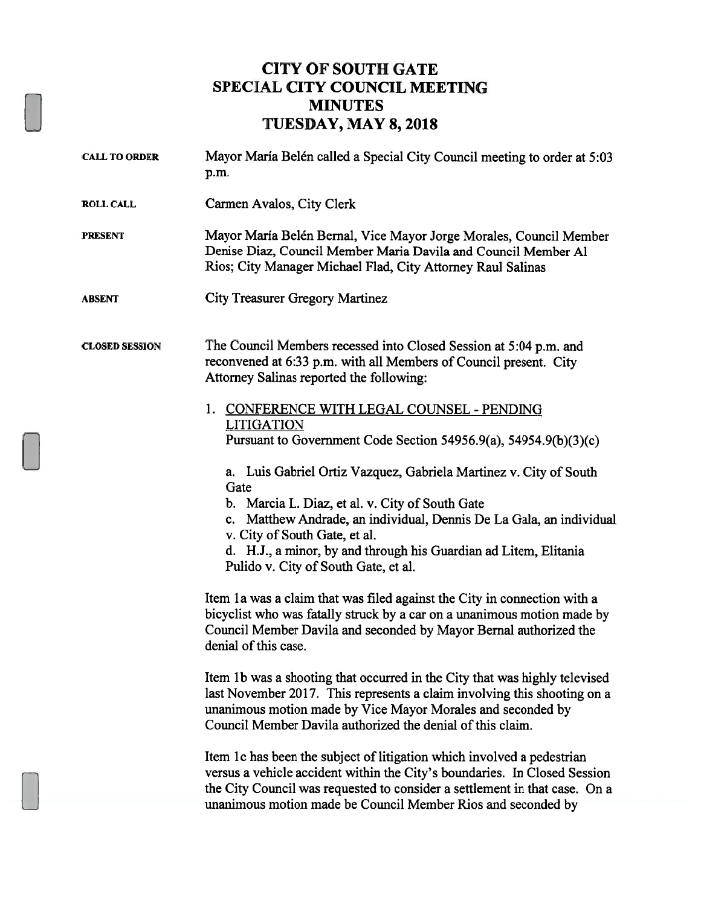# CITY OF SOUTH GATE
# SPECIAL CITY COUNCIL MEETING
# MINUTES
# TUESDAY, MAY 8, 2018

**CALL TO ORDER** Mayor María Belén called a Special City Council meeting to order at 5:03 p.m.

**ROLL CALL** Carmen Avalos, City Clerk

**PRESENT** Mayor María Belén Bernal, Vice Mayor Jorge Morales, Council Member Denise Diaz, Council Member Maria Davila and Council Member Al Rios; City Manager Michael Flad, City Attorney Raul Salinas

**ABSENT** City Treasurer Gregory Martinez

**CLOSED SESSION** The Council Members recessed into Closed Session at 5:04 p.m. and reconvened at 6:33 p.m. with all Members of Council present. City Attorney Salinas reported the following:

1. CONFERENCE WITH LEGAL COUNSEL - PENDING LITIGATION
   Pursuant to Government Code Section 54956.9(a), 54954.9(b)(3)(c)

   a. Luis Gabriel Ortiz Vazquez, Gabriela Martinez v. City of South Gate
   b. Marcia L. Diaz, et al. v. City of South Gate
   c. Matthew Andrade, an individual, Dennis De La Gala, an individual v. City of South Gate, et al.
   d. H.J., a minor, by and through his Guardian ad Litem, Elitania Pulido v. City of South Gate, et al.

Item 1a was a claim that was filed against the City in connection with a bicyclist who was fatally struck by a car on a unanimous motion made by Council Member Davila and seconded by Mayor Bernal authorized the denial of this case.

Item 1b was a shooting that occurred in the City that was highly televised last November 2017. This represents a claim involving this shooting on a unanimous motion made by Vice Mayor Morales and seconded by Council Member Davila authorized the denial of this claim.

Item 1c has been the subject of litigation which involved a pedestrian versus a vehicle accident within the City's boundaries. In Closed Session the City Council was requested to consider a settlement in that case. On a unanimous motion made be Council Member Rios and seconded by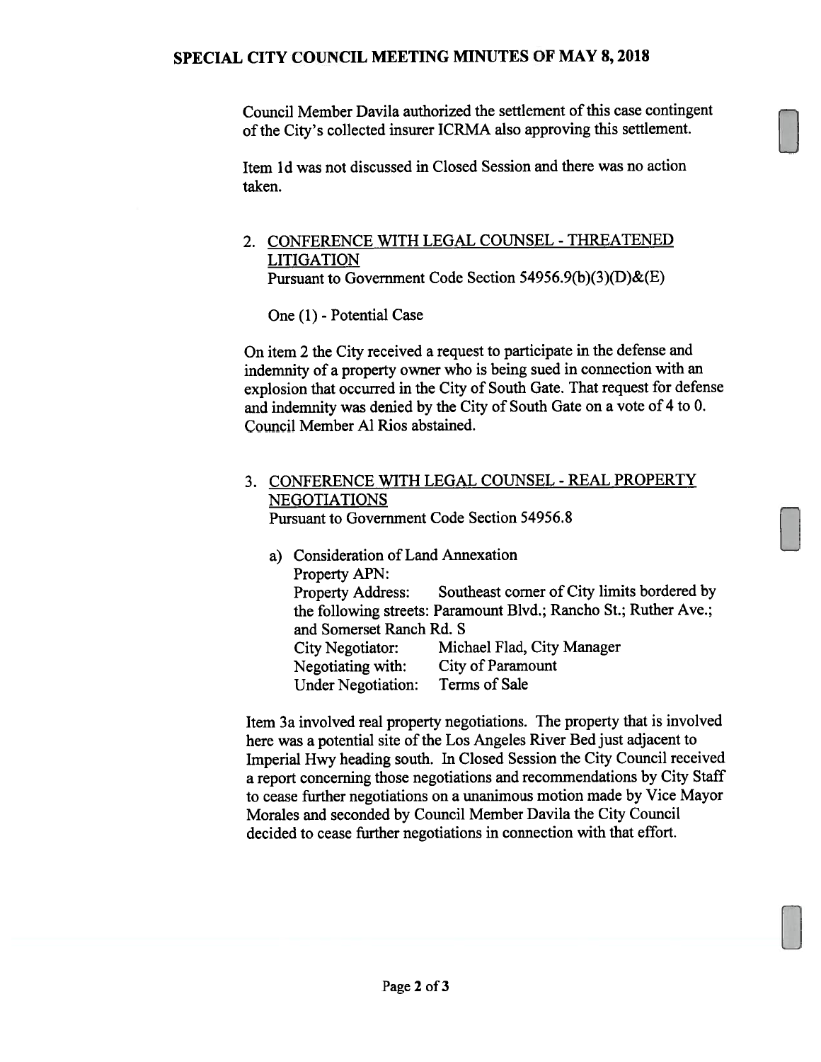Council Member Davila authorized the settlement of this case contingent of the City's collected insurer ICRMA also approving this settlement.

Item 1d was not discussed in Closed Session and there was no action taken.

2. CONFERENCE WITH LEGAL COUNSEL - THREATENED LITIGATION
   Pursuant to Government Code Section 54956.9(b)(3)(D)&(E)

   One (1) - Potential Case

On item 2 the City received a request to participate in the defense and indemnity of a property owner who is being sued in connection with an explosion that occurred in the City of South Gate. That request for defense and indemnity was denied by the City of South Gate on a vote of 4 to 0. Council Member Al Rios abstained.

3. CONFERENCE WITH LEGAL COUNSEL - REAL PROPERTY NEGOTIATIONS
   Pursuant to Government Code Section 54956.8

   a) Consideration of Land Annexation
      Property APN:
      Property Address: Southeast corner of City limits bordered by the following streets: Paramount Blvd.; Rancho St.; Ruther Ave.; and Somerset Ranch Rd. S
      City Negotiator: Michael Flad, City Manager
      Negotiating with: City of Paramount
      Under Negotiation: Terms of Sale

Item 3a involved real property negotiations. The property that is involved here was a potential site of the Los Angeles River Bed just adjacent to Imperial Hwy heading south. In Closed Session the City Council received a report concerning those negotiations and recommendations by City Staff to cease further negotiations on a unanimous motion made by Vice Mayor Morales and seconded by Council Member Davila the City Council decided to cease further negotiations in connection with that effort.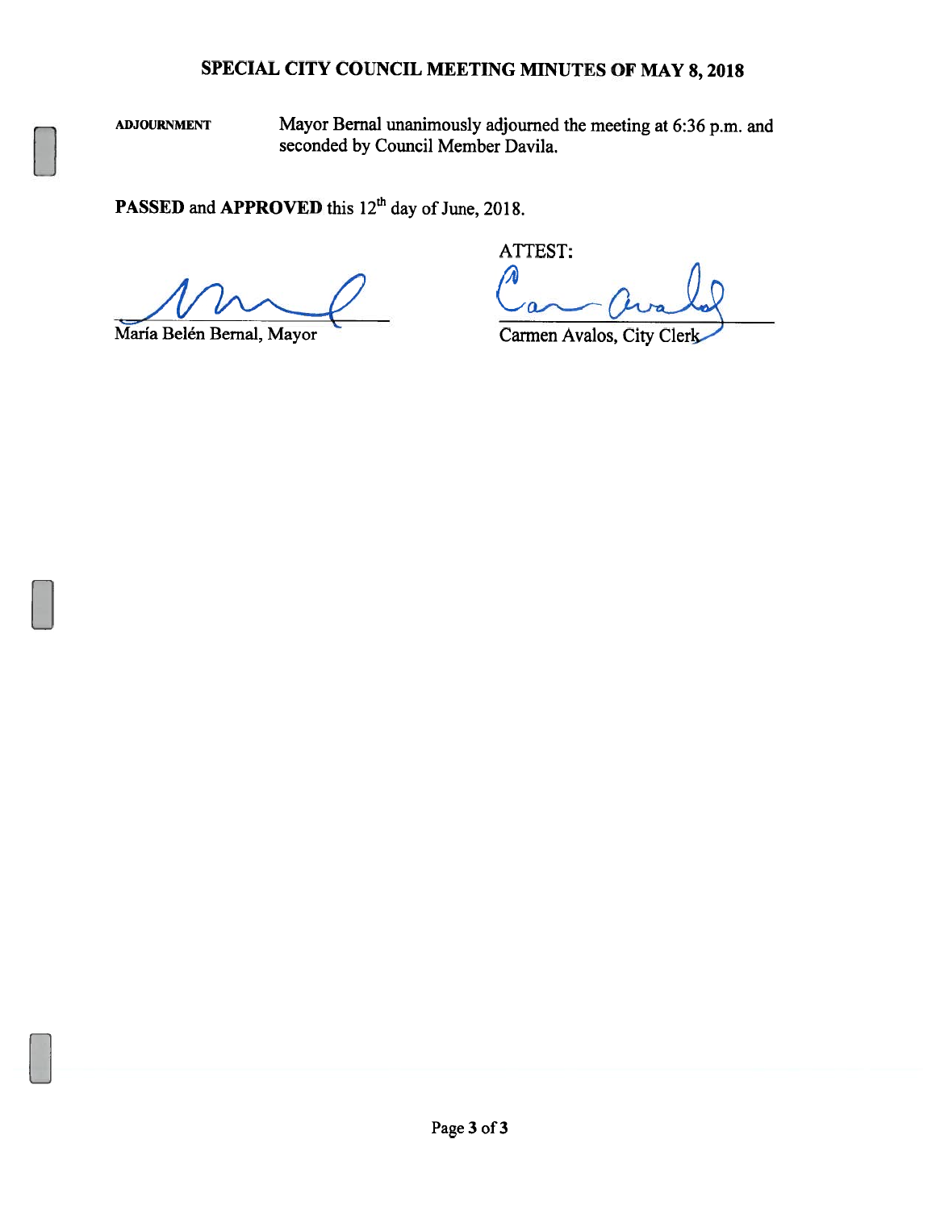## SPECIAL CITY COUNCIL MEETING MINUTES OF MAY 8, 2018

**ADJOURNMENT** Mayor Bernal unanimously adjourned the meeting at 6:36 p.m. and seconded by Council Member Davila.

**PASSED** and **APPROVED** this 12th day of June, 2018.

María Belén Bernal, Mayor

ATTEST:

Carmen Avalos, City Clerk